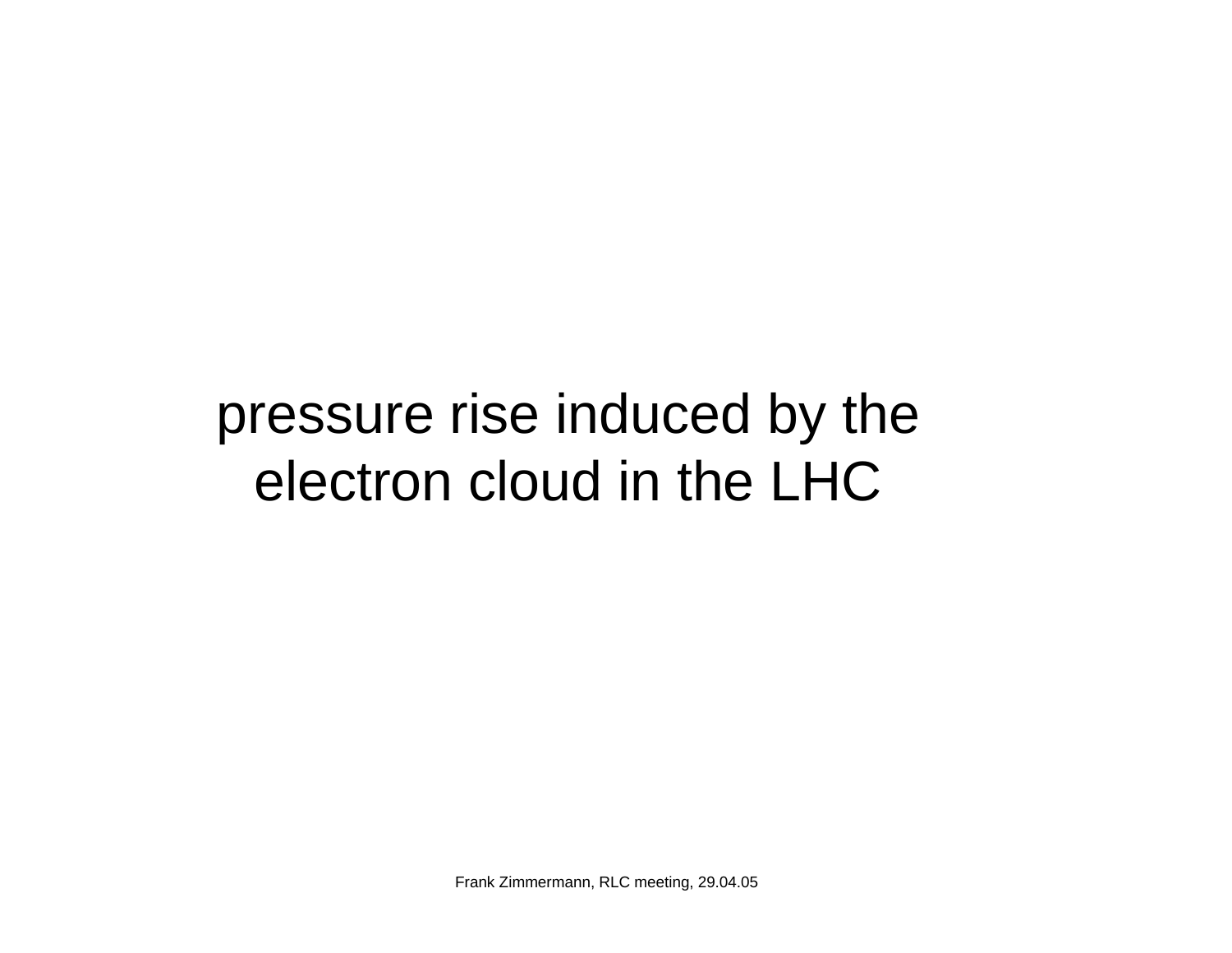# pressure rise induced by the electron cloud in the LHC

Frank Zimmermann, RLC meeting, 29.04.05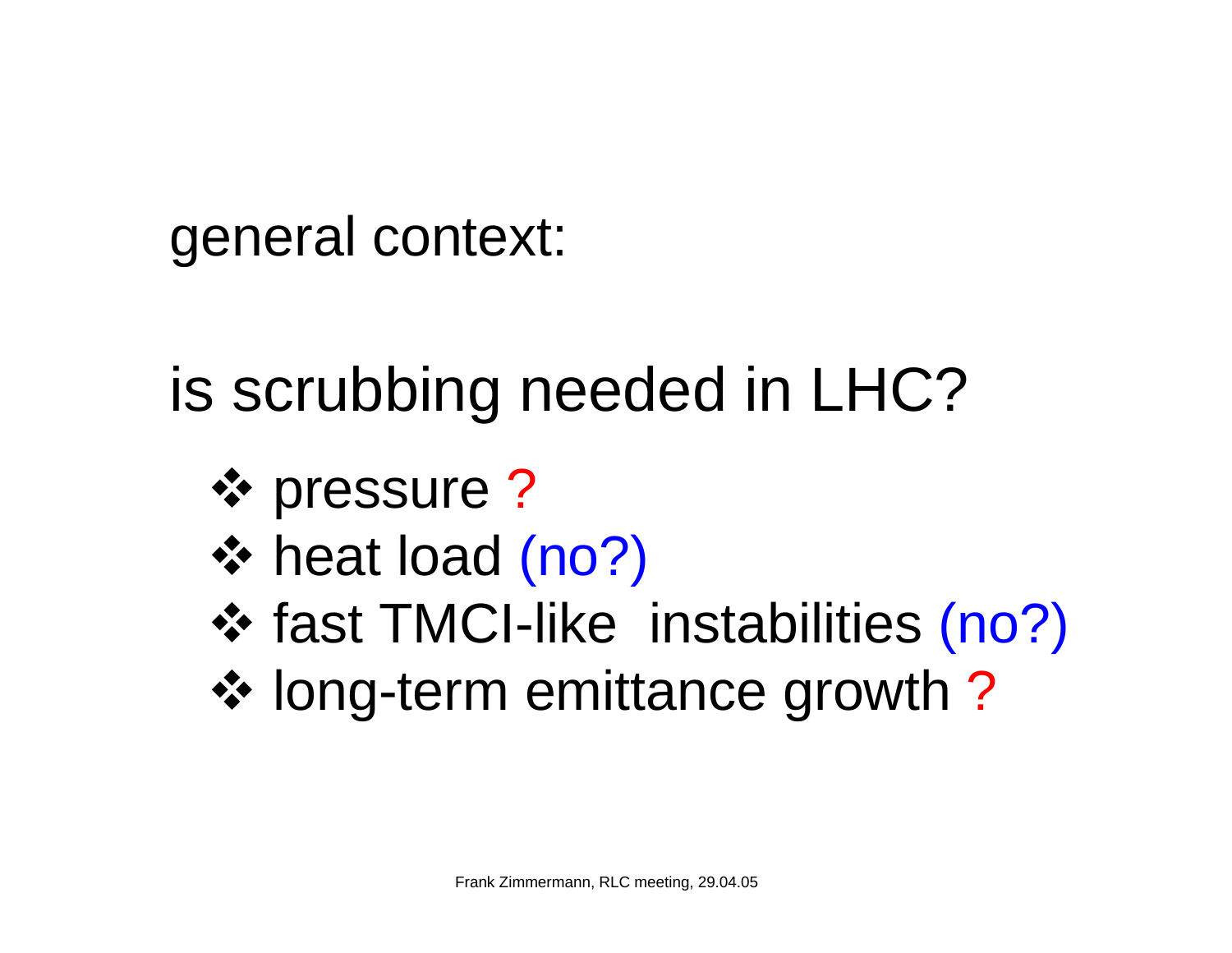general context:

is scrubbing needed in LHC?

- pressure ?
- heat load (no?)
- fast TMCI-like instabilities (no?)
- long-term emittance growth ?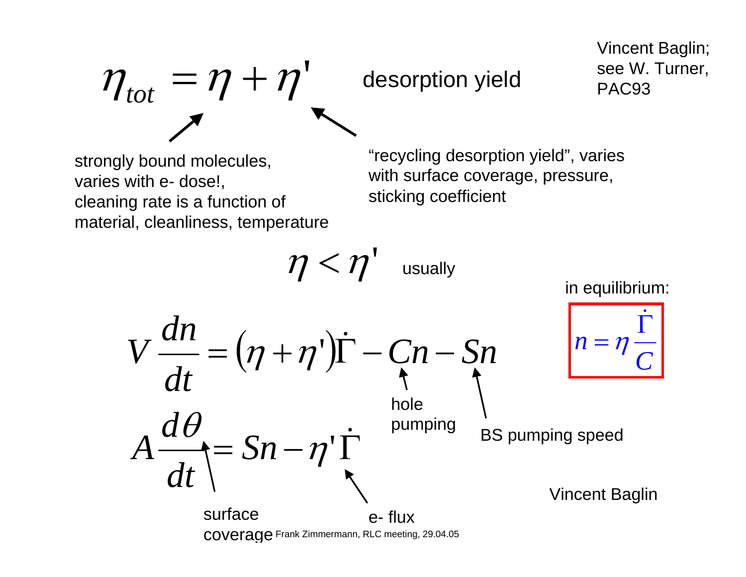$$\eta_{tot} = \eta + \eta'$$

desorption yield

Vincent Baglin; see W. Turner, PAC93

$\eta$: strongly bound molecules, varies with e- dose!, cleaning rate is a function of material, cleanliness, temperature

$\eta'$: "recycling desorption yield", varies with surface coverage, pressure, sticking coefficient

$$\eta < \eta' \quad \text{usually}$$

$$V\frac{dn}{dt} = (\eta + \eta')\dot{\Gamma} - Cn - Sn$$

$$A\frac{d\theta}{dt} = Sn - \eta'\dot{\Gamma}$$

- $C$: hole pumping
- $S$: BS pumping speed
- $\theta$: surface coverage
- $\dot{\Gamma}$: e- flux

in equilibrium:

$$n = \eta\frac{\dot{\Gamma}}{C}$$

Vincent Baglin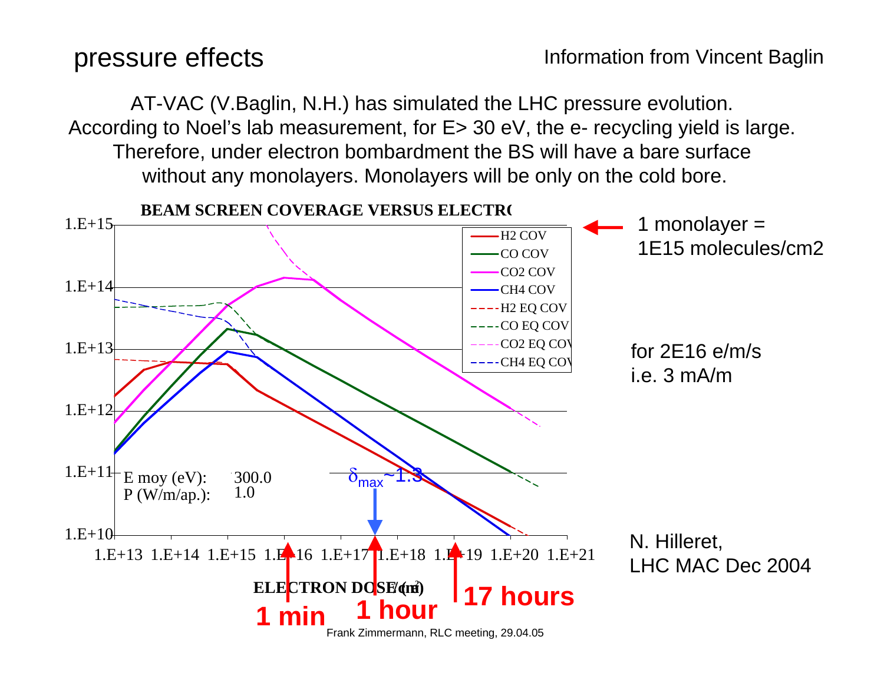# pressure effects

Information from Vincent Baglin

AT-VAC (V.Baglin, N.H.) has simulated the LHC pressure evolution. According to Noel's lab measurement, for E> 30 eV, the e- recycling yield is large. Therefore, under electron bombardment the BS will have a bare surface without any monolayers. Monolayers will be only on the cold bore.

**BEAM SCREEN COVERAGE VERSUS ELECTRO**

Legend: H2 COV, CO COV, CO2 COV, CH4 COV, H2 EQ COV, CO EQ COV, CO2 EQ COV, CH4 EQ COV

Y-axis: 1.E+10, 1.E+11, 1.E+12, 1.E+13, 1.E+14, 1.E+15

X-axis: 1.E+13, 1.E+14, 1.E+15, 1.E+16, 1.E+17, 1.E+18, 1.E+19, 1.E+20, 1.E+21

**ELECTRON DOSE (e/cm²)**

E moy (eV): 300.0
P (W/m/ap.): 1.0

$\delta_{max}$~1.3

1 min, 1 hour, 17 hours

1 monolayer = 1E15 molecules/cm2

for 2E16 e/m/s i.e. 3 mA/m

N. Hilleret, LHC MAC Dec 2004

Frank Zimmermann, RLC meeting, 29.04.05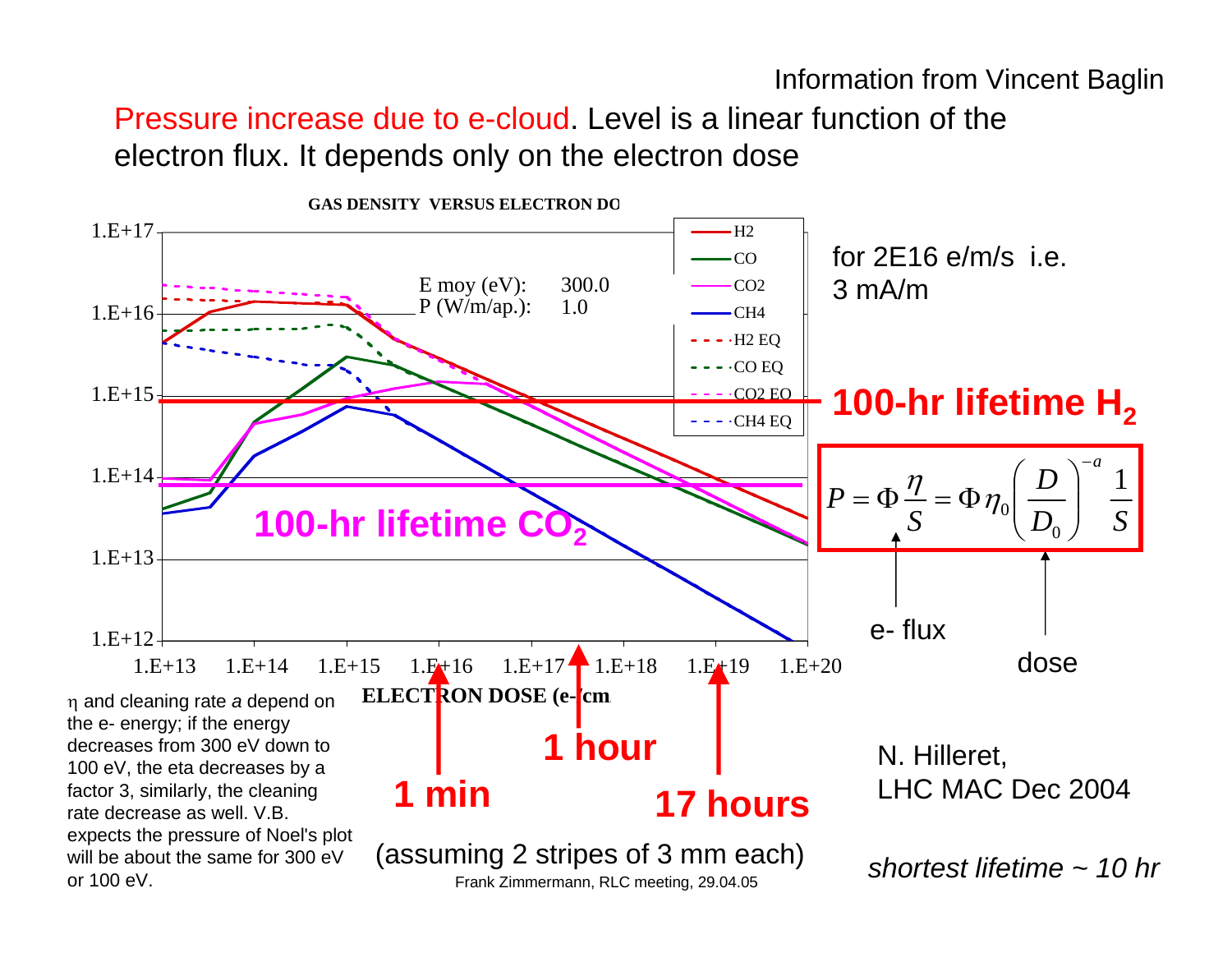Information from Vincent Baglin

Pressure increase due to e-cloud. Level is a linear function of the electron flux. It depends only on the electron dose

GAS DENSITY VERSUS ELECTRON DO

E moy (eV): 300.0
P (W/m/ap.): 1.0

H2, CO, CO2, CH4, H2 EQ, CO EQ, CO2 EQ, CH4 EQ

ELECTRON DOSE (e-/cm

for 2E16 e/m/s i.e. 3 mA/m

**100-hr lifetime $H_2$**

**100-hr lifetime $CO_2$**

$$P = \Phi \frac{\eta}{S} = \Phi \eta_0 \left( \frac{D}{D_0} \right)^{-a} \frac{1}{S}$$

e- flux

dose

**1 min** **1 hour** **17 hours**

(assuming 2 stripes of 3 mm each)

η and cleaning rate *a* depend on the e- energy; if the energy decreases from 300 eV down to 100 eV, the eta decreases by a factor 3, similarly, the cleaning rate decrease as well. V.B. expects the pressure of Noel's plot will be about the same for 300 eV or 100 eV.

N. Hilleret, LHC MAC Dec 2004

*shortest lifetime ~ 10 hr*

Frank Zimmermann, RLC meeting, 29.04.05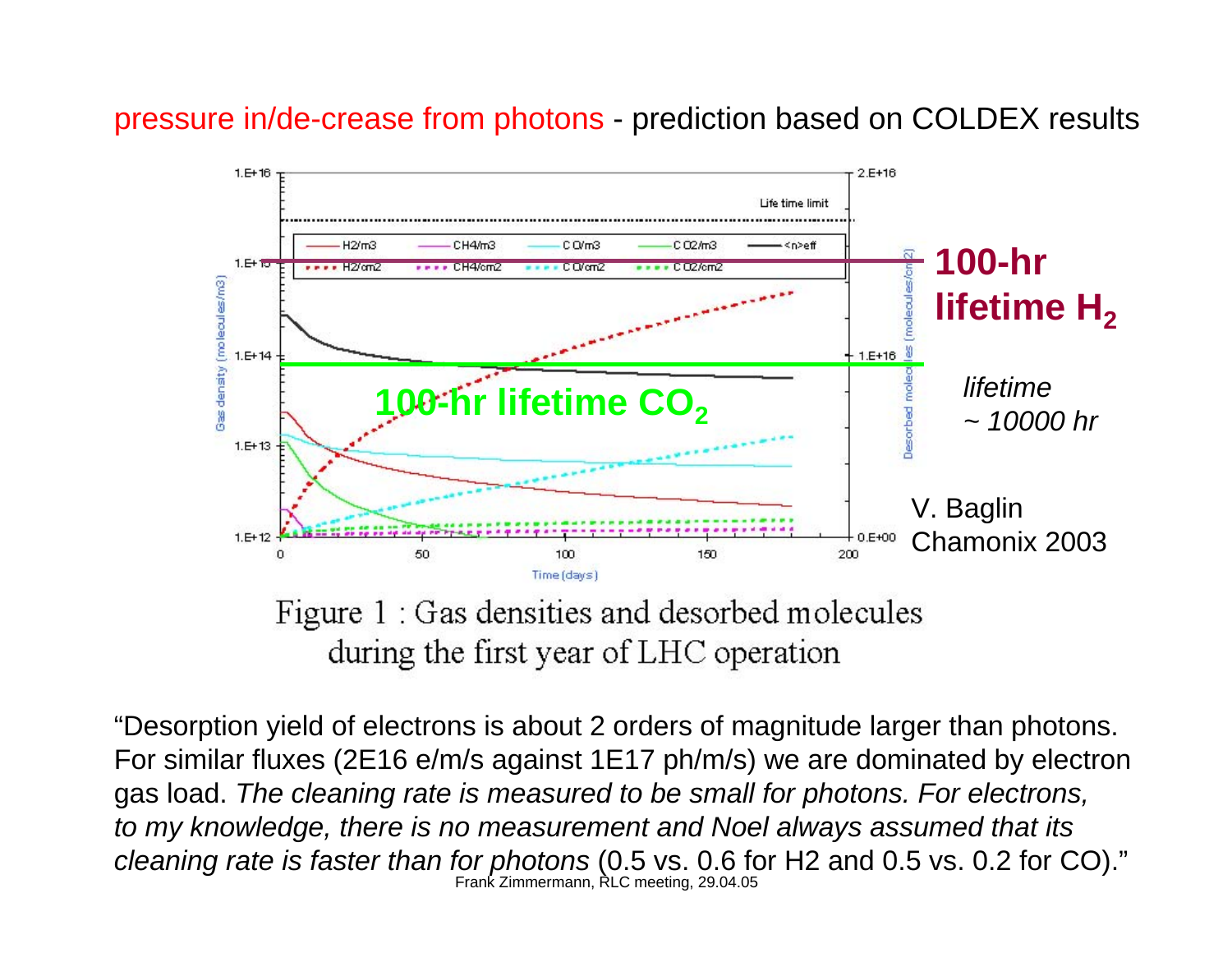pressure in/de-crease from photons - prediction based on COLDEX results

**100-hr lifetime $H_2$**

**100-hr lifetime $CO_2$**

*lifetime ~ 10000 hr*

V. Baglin Chamonix 2003

Figure 1 : Gas densities and desorbed molecules during the first year of LHC operation

"Desorption yield of electrons is about 2 orders of magnitude larger than photons. For similar fluxes (2E16 e/m/s against 1E17 ph/m/s) we are dominated by electron gas load. *The cleaning rate is measured to be small for photons. For electrons, to my knowledge, there is no measurement and Noel always assumed that its cleaning rate is faster than for photons* (0.5 vs. 0.6 for H2 and 0.5 vs. 0.2 for CO)."

Frank Zimmermann, RLC meeting, 29.04.05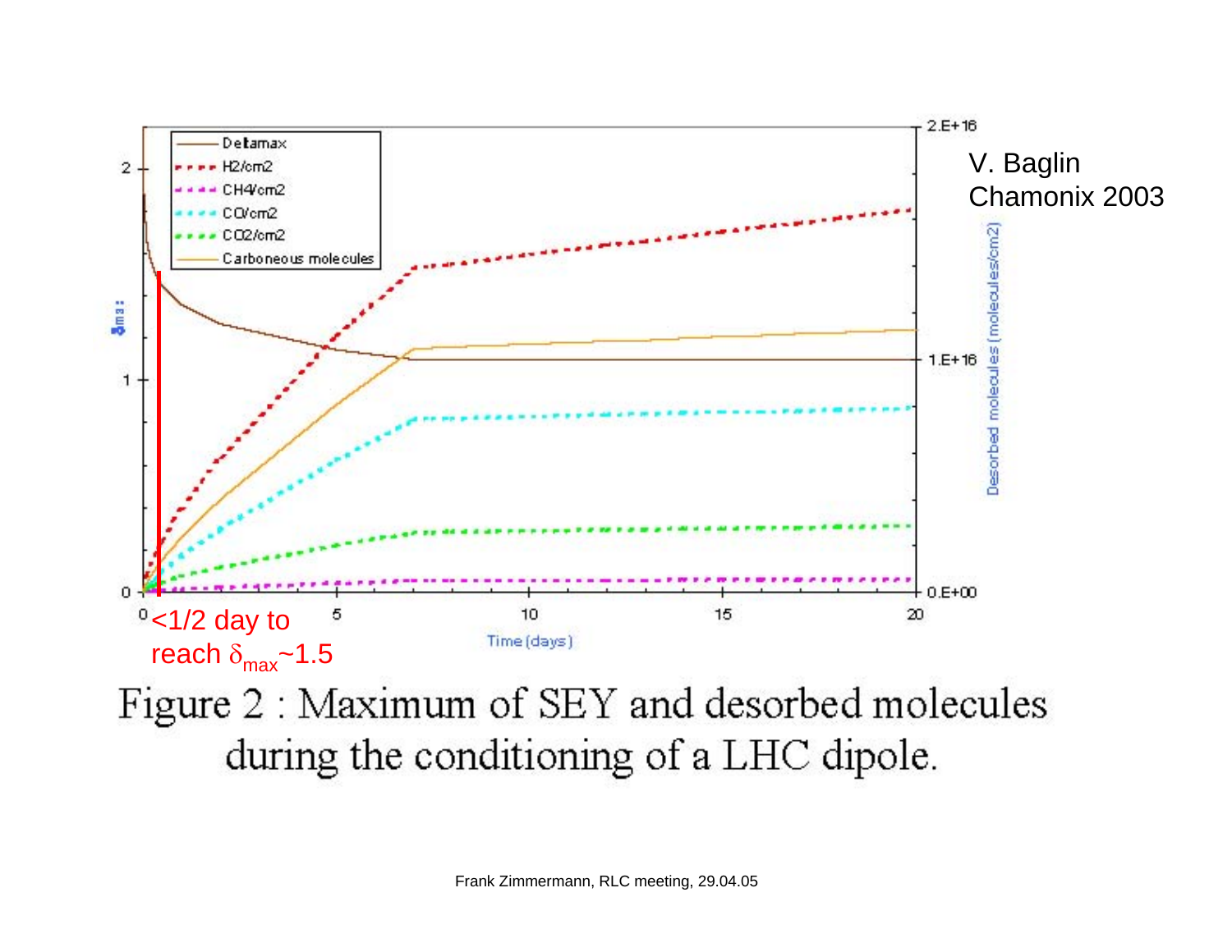V. Baglin
Chamonix 2003

<1/2 day to reach $\delta_{max}$~1.5

Figure 2 : Maximum of SEY and desorbed molecules during the conditioning of a LHC dipole.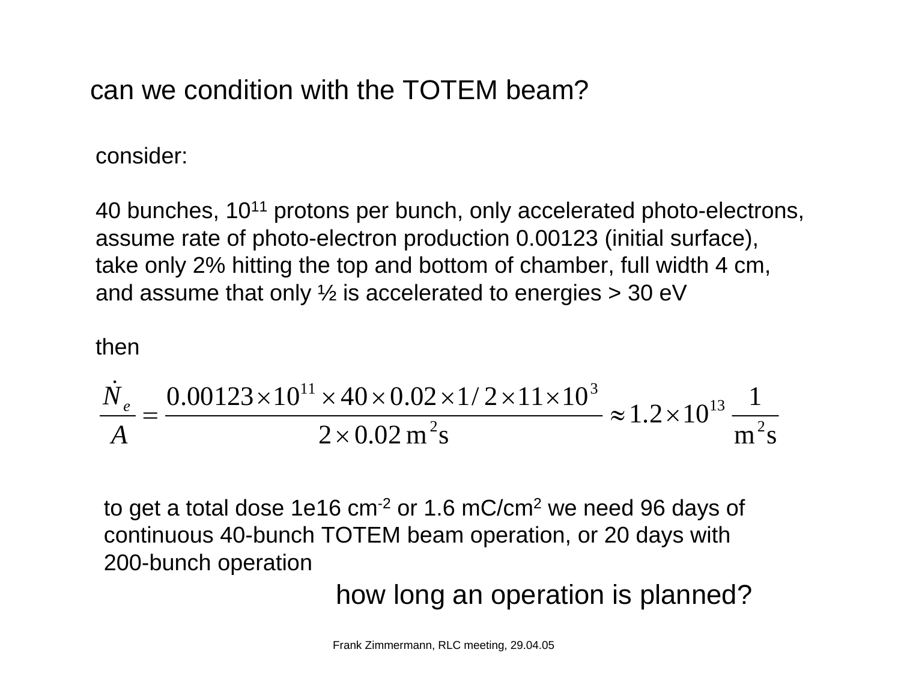# can we condition with the TOTEM beam?

consider:

40 bunches, $10^{11}$ protons per bunch, only accelerated photo-electrons, assume rate of photo-electron production 0.00123 (initial surface), take only 2% hitting the top and bottom of chamber, full width 4 cm, and assume that only ½ is accelerated to energies > 30 eV

then

$$\frac{\dot{N}_e}{A} = \frac{0.00123 \times 10^{11} \times 40 \times 0.02 \times 1/2 \times 11 \times 10^{3}}{2 \times 0.02\,\mathrm{m}^2\mathrm{s}} \approx 1.2 \times 10^{13}\,\frac{1}{\mathrm{m}^2\mathrm{s}}$$

to get a total dose 1e16 $\mathrm{cm}^{-2}$ or 1.6 $\mathrm{mC/cm}^2$ we need 96 days of continuous 40-bunch TOTEM beam operation, or 20 days with 200-bunch operation

how long an operation is planned?

Frank Zimmermann, RLC meeting, 29.04.05